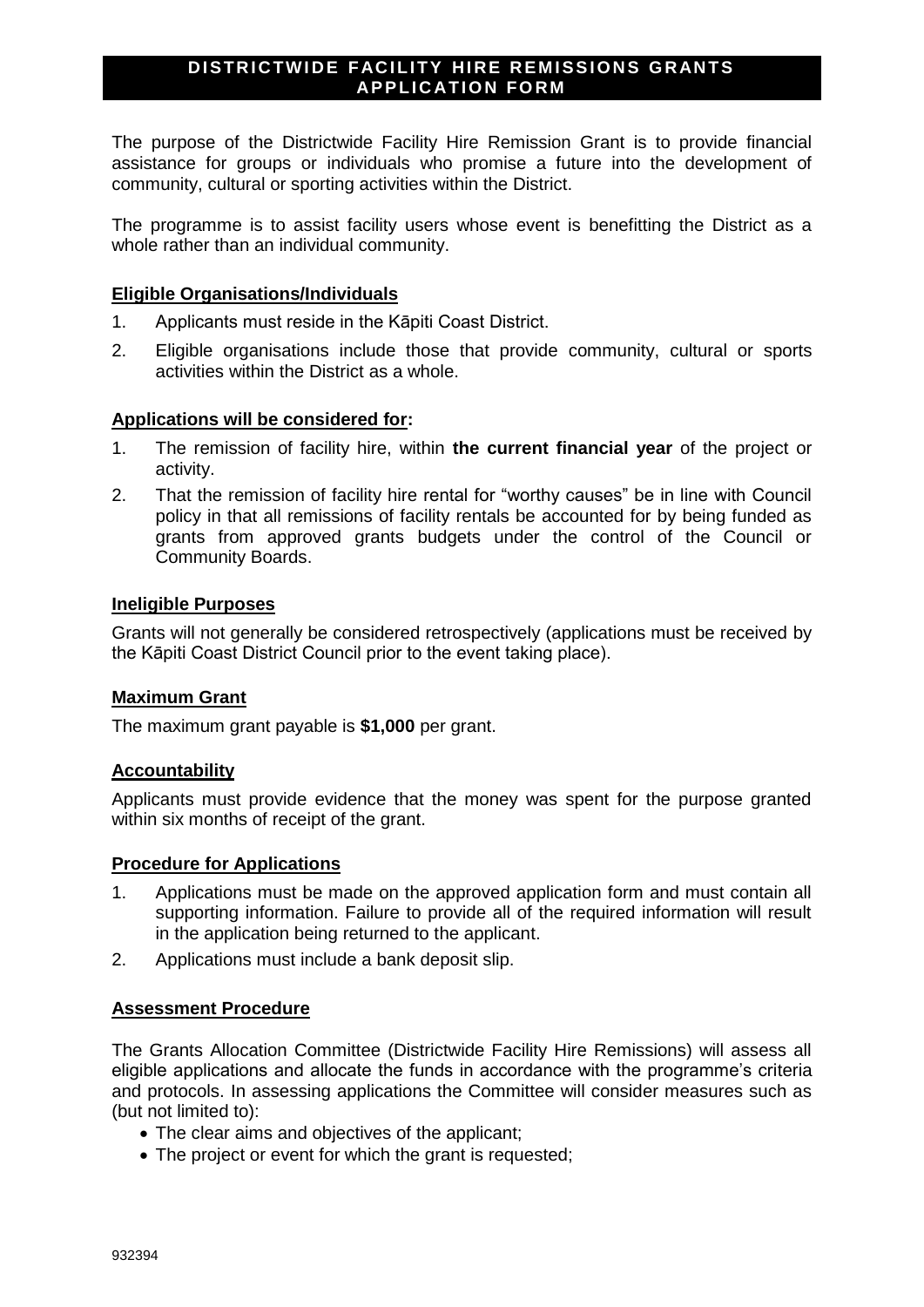# DISTRICTWIDE FACILITY HIRE REMISSIONS GRANTS APPLICATION FORM

The purpose of the Districtwide Facility Hire Remission Grant is to provide financial assistance for groups or individuals who promise a future into the development of community, cultural or sporting activities within the District.

The programme is to assist facility users whose event is benefitting the District as a whole rather than an individual community.

## Eligible Organisations/Individuals

1. Applicants must reside in the Kāpiti Coast District.
2. Eligible organisations include those that provide community, cultural or sports activities within the District as a whole.

## Applications will be considered for:

1. The remission of facility hire, within **the current financial year** of the project or activity.
2. That the remission of facility hire rental for "worthy causes" be in line with Council policy in that all remissions of facility rentals be accounted for by being funded as grants from approved grants budgets under the control of the Council or Community Boards.

## Ineligible Purposes

Grants will not generally be considered retrospectively (applications must be received by the Kāpiti Coast District Council prior to the event taking place).

## Maximum Grant

The maximum grant payable is **$1,000** per grant.

## Accountability

Applicants must provide evidence that the money was spent for the purpose granted within six months of receipt of the grant.

## Procedure for Applications

1. Applications must be made on the approved application form and must contain all supporting information. Failure to provide all of the required information will result in the application being returned to the applicant.
2. Applications must include a bank deposit slip.

## Assessment Procedure

The Grants Allocation Committee (Districtwide Facility Hire Remissions) will assess all eligible applications and allocate the funds in accordance with the programme's criteria and protocols. In assessing applications the Committee will consider measures such as (but not limited to):

- The clear aims and objectives of the applicant;
- The project or event for which the grant is requested;

932394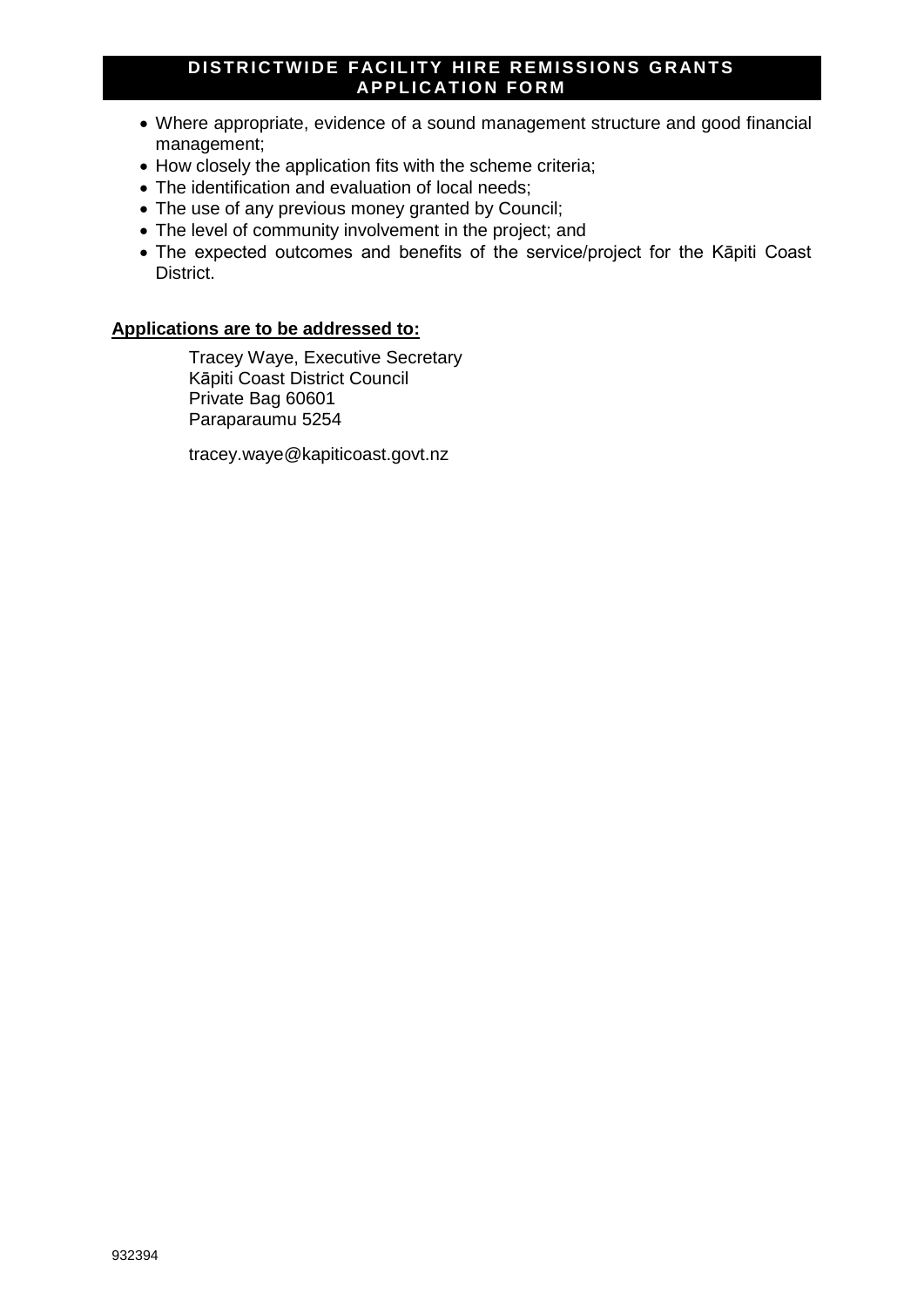- Where appropriate, evidence of a sound management structure and good financial management;
- How closely the application fits with the scheme criteria;
- The identification and evaluation of local needs;
- The use of any previous money granted by Council;
- The level of community involvement in the project; and
- The expected outcomes and benefits of the service/project for the Kāpiti Coast District.

**Applications are to be addressed to:**

Tracey Waye, Executive Secretary
Kāpiti Coast District Council
Private Bag 60601
Paraparaumu 5254

tracey.waye@kapiticoast.govt.nz

932394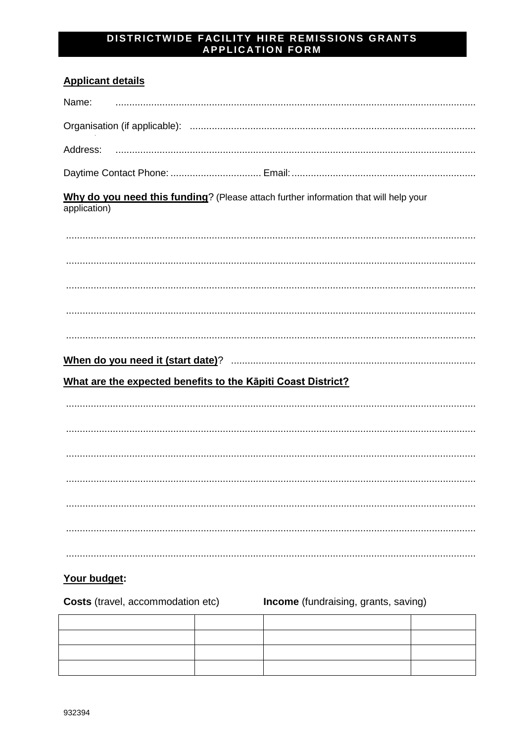# DISTRICTWIDE FACILITY HIRE REMISSIONS GRANTS APPLICATION FORM

**Applicant details**

Name: ..................................................................................................................................

Organisation (if applicable): ........................................................................................................

Address: ..................................................................................................................................

Daytime Contact Phone: ................................ Email: ...................................................................

**Why do you need this funding**? (Please attach further information that will help your application)

....................................................................................................................................................

....................................................................................................................................................

....................................................................................................................................................

....................................................................................................................................................

....................................................................................................................................................

**When do you need it (start date)**? ........................................................................................

**What are the expected benefits to the Kāpiti Coast District?**

....................................................................................................................................................

....................................................................................................................................................

....................................................................................................................................................

....................................................................................................................................................

....................................................................................................................................................

....................................................................................................................................................

....................................................................................................................................................

**Your budget:**

**Costs** (travel, accommodation etc) **Income** (fundraising, grants, saving)

| | | | |
|---|---|---|---|
| | | | |
| | | | |
| | | | |
| | | | |

932394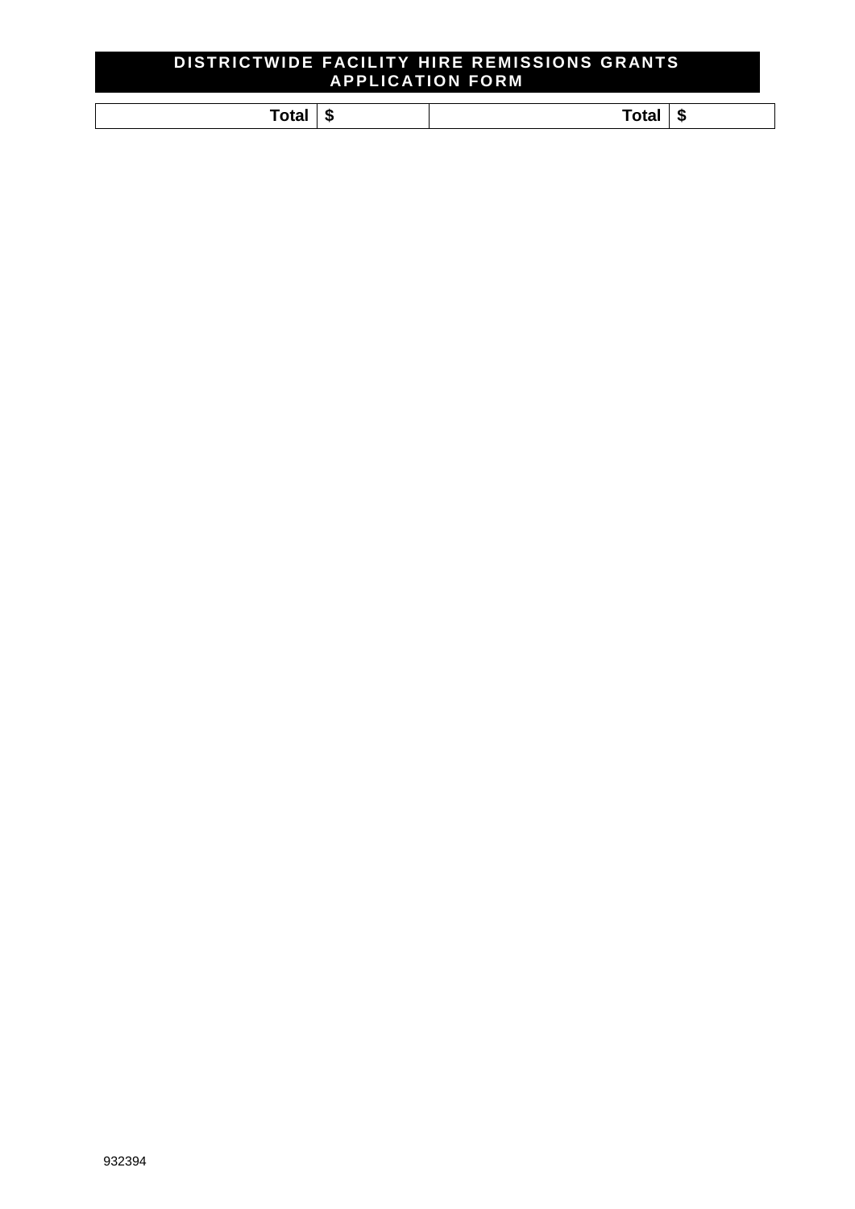# DISTRICTWIDE FACILITY HIRE REMISSIONS GRANTS APPLICATION FORM

| Total | $ | Total | $ |
|---|---|---|---|

932394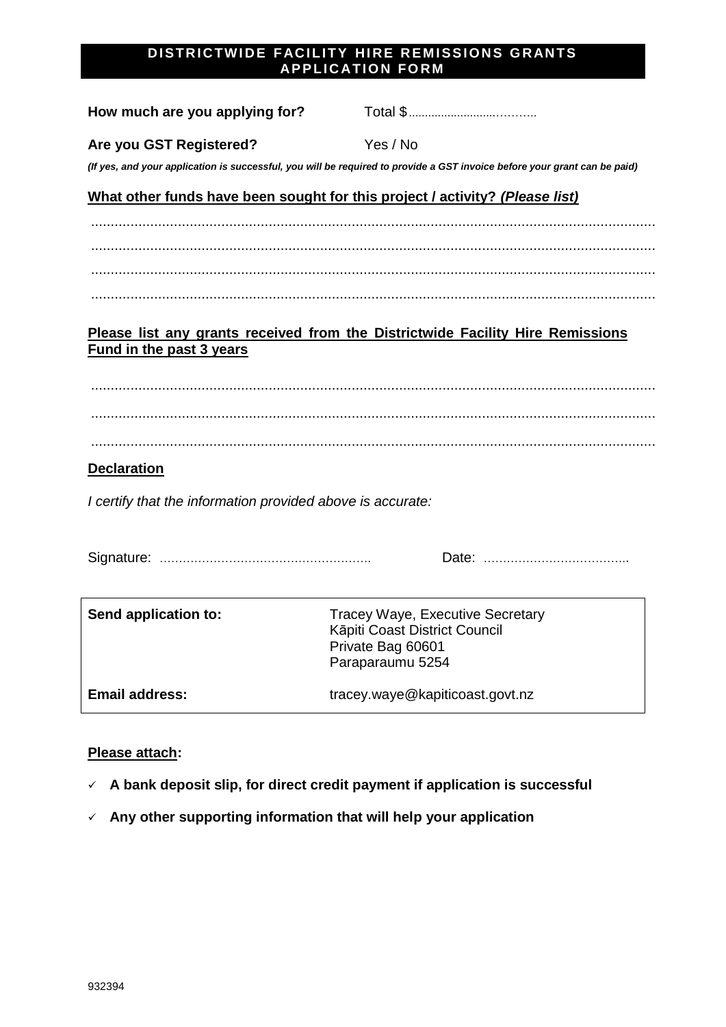## DISTRICTWIDE FACILITY HIRE REMISSIONS GRANTS APPLICATION FORM

**How much are you applying for?** Total $.....................................

**Are you GST Registered?** Yes / No

***(If yes, and your application is successful, you will be required to provide a GST invoice before your grant can be paid)***

**What other funds have been sought for this project / activity? *(Please list)***

.............................................................................................................................................

.............................................................................................................................................

.............................................................................................................................................

.............................................................................................................................................

**Please list any grants received from the Districtwide Facility Hire Remissions Fund in the past 3 years**

.............................................................................................................................................

.............................................................................................................................................

.............................................................................................................................................

**Declaration**

*I certify that the information provided above is accurate:*

Signature: ....................................................... Date: .......................................

| | |
|---|---|
| **Send application to:** | Tracey Waye, Executive Secretary<br>Kāpiti Coast District Council<br>Private Bag 60601<br>Paraparaumu 5254 |
| **Email address:** | tracey.waye@kapiticoast.govt.nz |

**Please attach:**

- ✓ **A bank deposit slip, for direct credit payment if application is successful**
- ✓ **Any other supporting information that will help your application**

932394